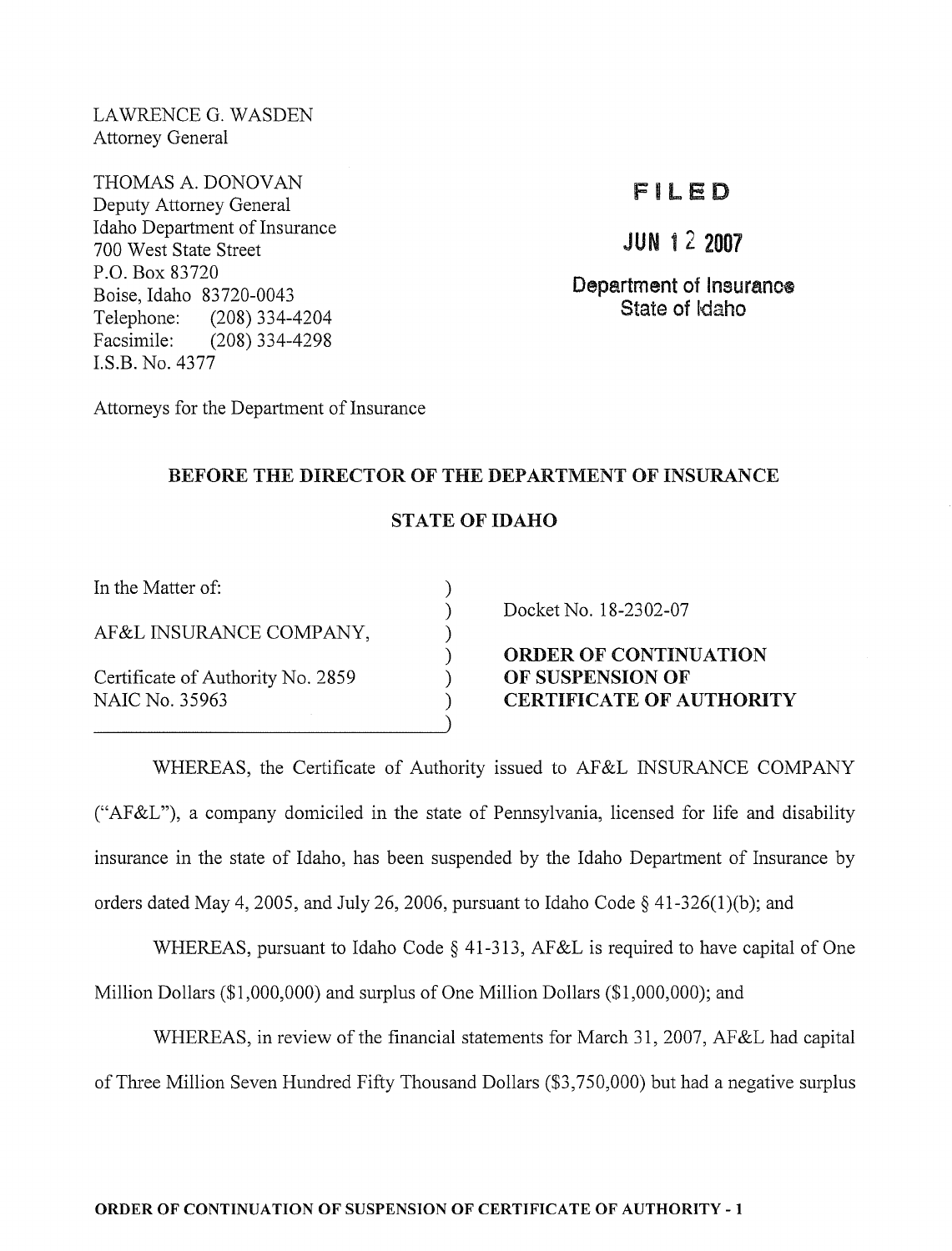LAWRENCE G. WASDEN
Attorney General

THOMAS A. DONOVAN
Deputy Attorney General
Idaho Department of Insurance
700 West State Street
P.O. Box 83720
Boise, Idaho 83720-0043
Telephone: (208) 334-4204
Facsimile: (208) 334-4298
I.S.B. No. 4377

Attorneys for the Department of Insurance

**FILED**

**JUN 12 2007**

**Department of Insurance**
**State of Idaho**

**BEFORE THE DIRECTOR OF THE DEPARTMENT OF INSURANCE**

**STATE OF IDAHO**

In the Matter of:

AF&L INSURANCE COMPANY,

Certificate of Authority No. 2859
NAIC No. 35963

Docket No. 18-2302-07

**ORDER OF CONTINUATION OF SUSPENSION OF CERTIFICATE OF AUTHORITY**

WHEREAS, the Certificate of Authority issued to AF&L INSURANCE COMPANY ("AF&L"), a company domiciled in the state of Pennsylvania, licensed for life and disability insurance in the state of Idaho, has been suspended by the Idaho Department of Insurance by orders dated May 4, 2005, and July 26, 2006, pursuant to Idaho Code § 41-326(1)(b); and

WHEREAS, pursuant to Idaho Code § 41-313, AF&L is required to have capital of One Million Dollars ($1,000,000) and surplus of One Million Dollars ($1,000,000); and

WHEREAS, in review of the financial statements for March 31, 2007, AF&L had capital of Three Million Seven Hundred Fifty Thousand Dollars ($3,750,000) but had a negative surplus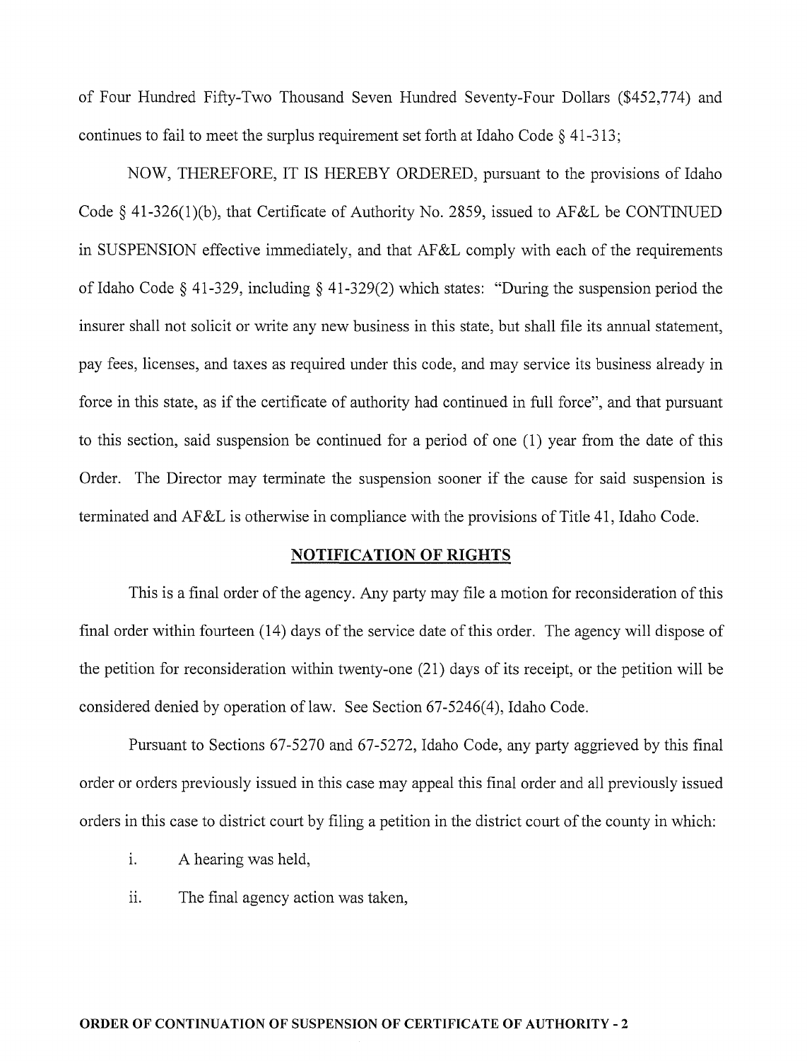of Four Hundred Fifty-Two Thousand Seven Hundred Seventy-Four Dollars ($452,774) and continues to fail to meet the surplus requirement set forth at Idaho Code § 41-313;

NOW, THEREFORE, IT IS HEREBY ORDERED, pursuant to the provisions of Idaho Code § 41-326(1)(b), that Certificate of Authority No. 2859, issued to AF&L be CONTINUED in SUSPENSION effective immediately, and that AF&L comply with each of the requirements of Idaho Code § 41-329, including § 41-329(2) which states: "During the suspension period the insurer shall not solicit or write any new business in this state, but shall file its annual statement, pay fees, licenses, and taxes as required under this code, and may service its business already in force in this state, as if the certificate of authority had continued in full force", and that pursuant to this section, said suspension be continued for a period of one (1) year from the date of this Order. The Director may terminate the suspension sooner if the cause for said suspension is terminated and AF&L is otherwise in compliance with the provisions of Title 41, Idaho Code.

## NOTIFICATION OF RIGHTS

This is a final order of the agency. Any party may file a motion for reconsideration of this final order within fourteen (14) days of the service date of this order. The agency will dispose of the petition for reconsideration within twenty-one (21) days of its receipt, or the petition will be considered denied by operation of law. See Section 67-5246(4), Idaho Code.

Pursuant to Sections 67-5270 and 67-5272, Idaho Code, any party aggrieved by this final order or orders previously issued in this case may appeal this final order and all previously issued orders in this case to district court by filing a petition in the district court of the county in which:

i. A hearing was held,

ii. The final agency action was taken,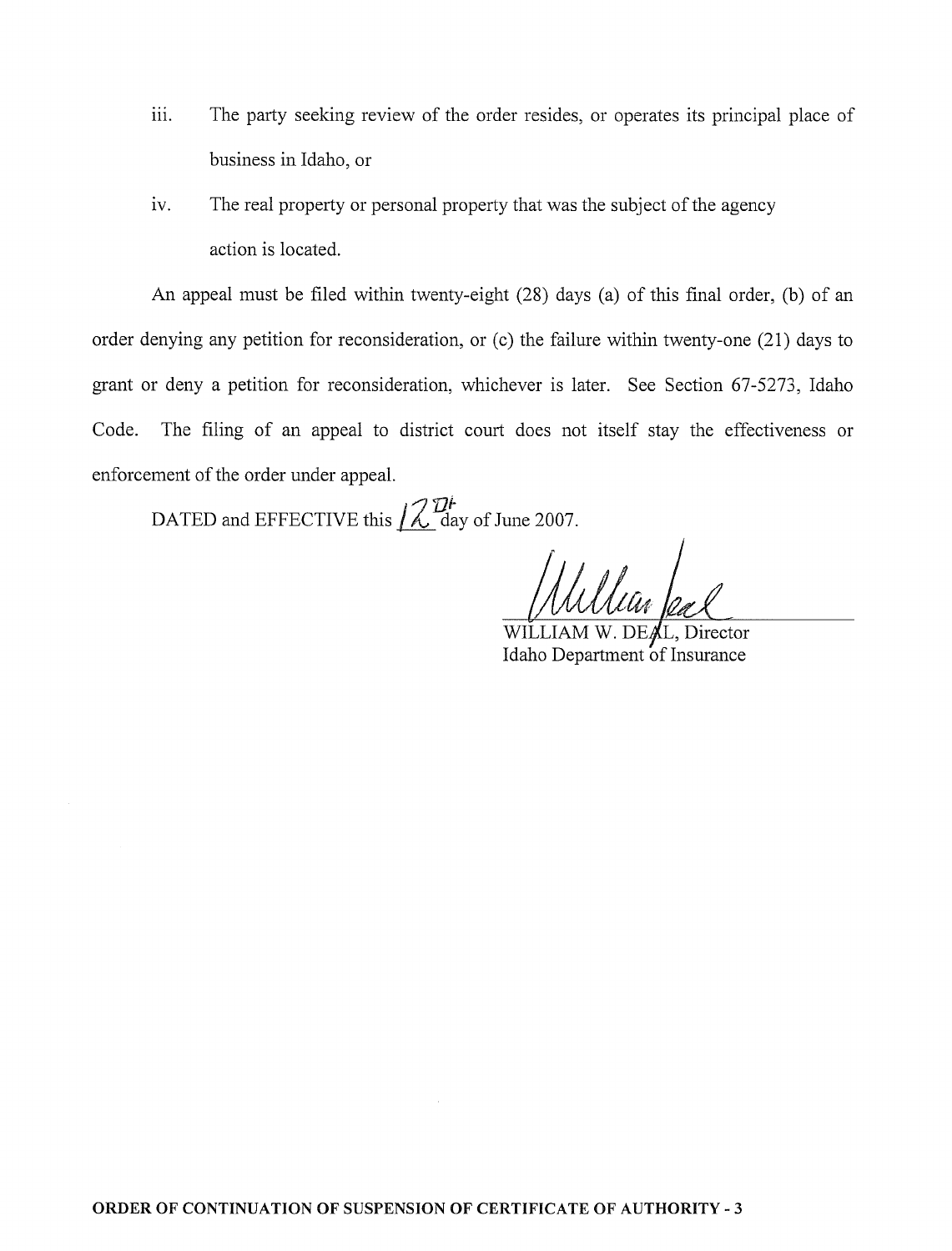iii. The party seeking review of the order resides, or operates its principal place of business in Idaho, or

iv. The real property or personal property that was the subject of the agency action is located.

An appeal must be filed within twenty-eight (28) days (a) of this final order, (b) of an order denying any petition for reconsideration, or (c) the failure within twenty-one (21) days to grant or deny a petition for reconsideration, whichever is later. See Section 67-5273, Idaho Code. The filing of an appeal to district court does not itself stay the effectiveness or enforcement of the order under appeal.

DATED and EFFECTIVE this 12th day of June 2007.

WILLIAM W. DEAL, Director
Idaho Department of Insurance

**ORDER OF CONTINUATION OF SUSPENSION OF CERTIFICATE OF AUTHORITY - 3**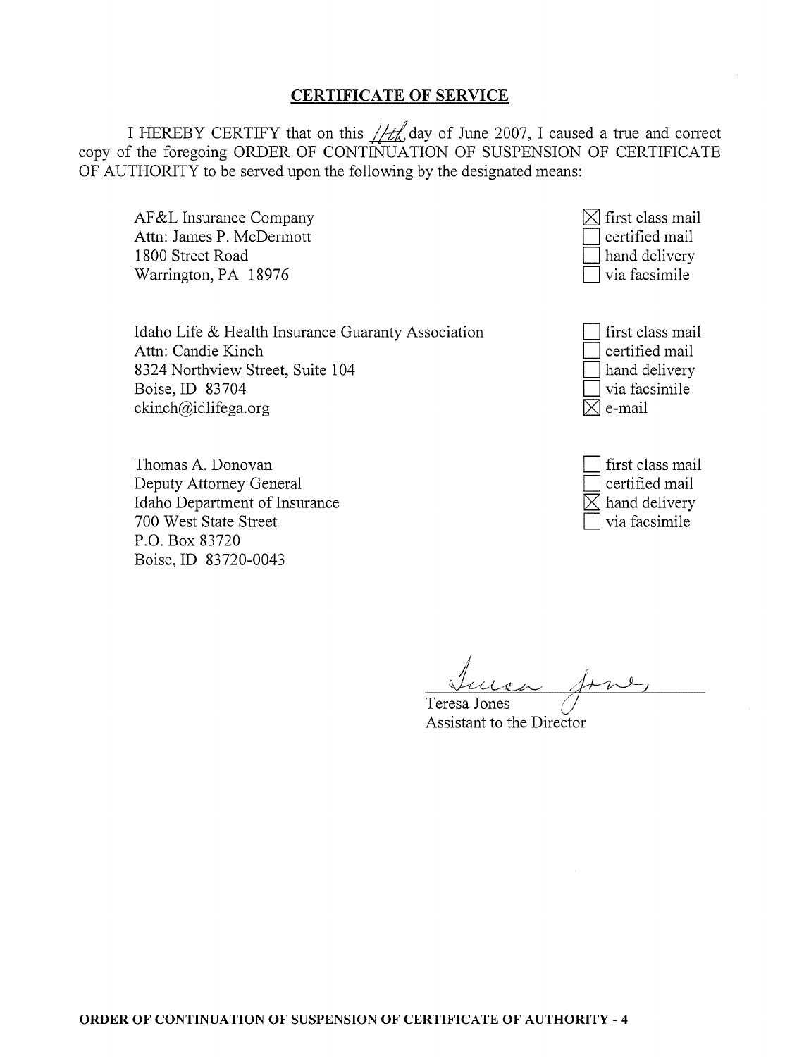## CERTIFICATE OF SERVICE

I HEREBY CERTIFY that on this 11th day of June 2007, I caused a true and correct copy of the foregoing ORDER OF CONTINUATION OF SUSPENSION OF CERTIFICATE OF AUTHORITY to be served upon the following by the designated means:

AF&L Insurance Company
Attn: James P. McDermott
1800 Street Road
Warrington, PA 18976

- [x] first class mail
- [ ] certified mail
- [ ] hand delivery
- [ ] via facsimile

Idaho Life & Health Insurance Guaranty Association
Attn: Candie Kinch
8324 Northview Street, Suite 104
Boise, ID 83704
ckinch@idlifega.org

- [ ] first class mail
- [ ] certified mail
- [ ] hand delivery
- [ ] via facsimile
- [x] e-mail

Thomas A. Donovan
Deputy Attorney General
Idaho Department of Insurance
700 West State Street
P.O. Box 83720
Boise, ID 83720-0043

- [ ] first class mail
- [ ] certified mail
- [x] hand delivery
- [ ] via facsimile

Teresa Jones
Assistant to the Director